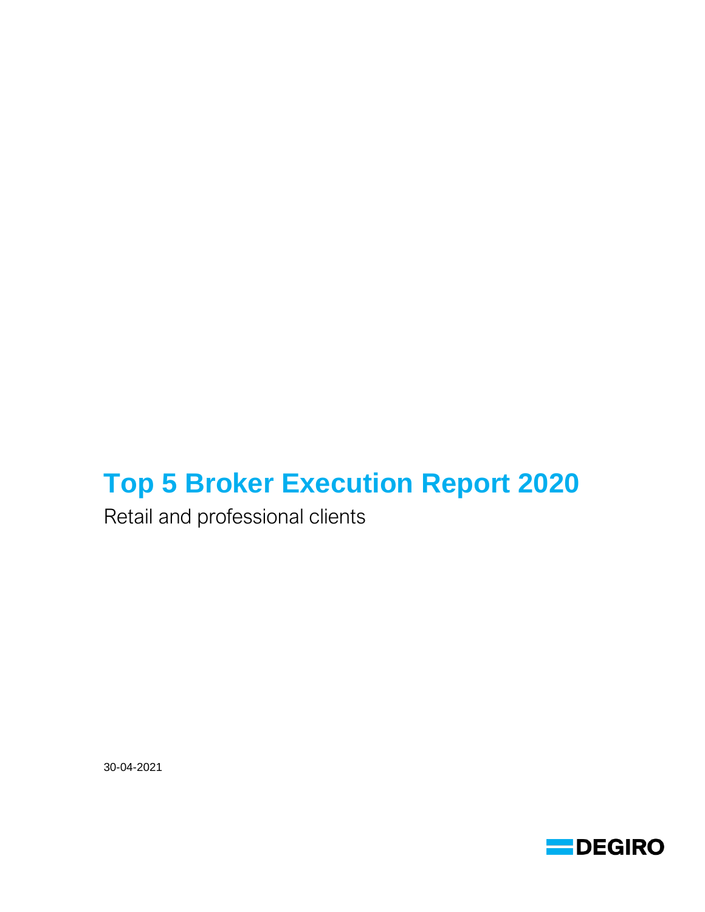# Top 5 Broker Execution Report 2020

Retail and professional clients

30-04-2021

DEGIRO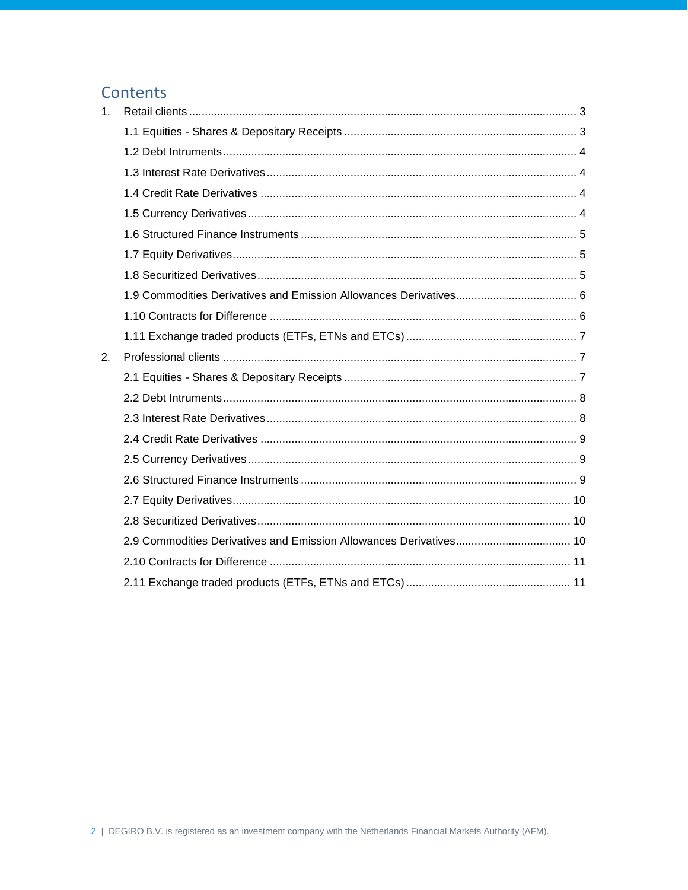## Contents

1. Retail clients ........................................................................................................................ 3
   - 1.1 Equities - Shares & Depositary Receipts ........................................................................... 3
   - 1.2 Debt Intruments ................................................................................................................ 4
   - 1.3 Interest Rate Derivatives .................................................................................................. 4
   - 1.4 Credit Rate Derivatives .................................................................................................... 4
   - 1.5 Currency Derivatives ........................................................................................................ 4
   - 1.6 Structured Finance Instruments ....................................................................................... 5
   - 1.7 Equity Derivatives ............................................................................................................. 5
   - 1.8 Securitized Derivatives ..................................................................................................... 5
   - 1.9 Commodities Derivatives and Emission Allowances Derivatives ...................................... 6
   - 1.10 Contracts for Difference ................................................................................................. 6
   - 1.11 Exchange traded products (ETFs, ETNs and ETCs) ....................................................... 7
2. Professional clients ................................................................................................................ 7
   - 2.1 Equities - Shares & Depositary Receipts ........................................................................... 7
   - 2.2 Debt Intruments ................................................................................................................ 8
   - 2.3 Interest Rate Derivatives .................................................................................................. 8
   - 2.4 Credit Rate Derivatives .................................................................................................... 9
   - 2.5 Currency Derivatives ........................................................................................................ 9
   - 2.6 Structured Finance Instruments ....................................................................................... 9
   - 2.7 Equity Derivatives ........................................................................................................... 10
   - 2.8 Securitized Derivatives ................................................................................................... 10
   - 2.9 Commodities Derivatives and Emission Allowances Derivatives .................................... 10
   - 2.10 Contracts for Difference ............................................................................................... 11
   - 2.11 Exchange traded products (ETFs, ETNs and ETCs) ..................................................... 11

DEGIRO B.V. is registered as an investment company with the Netherlands Financial Markets Authority (AFM).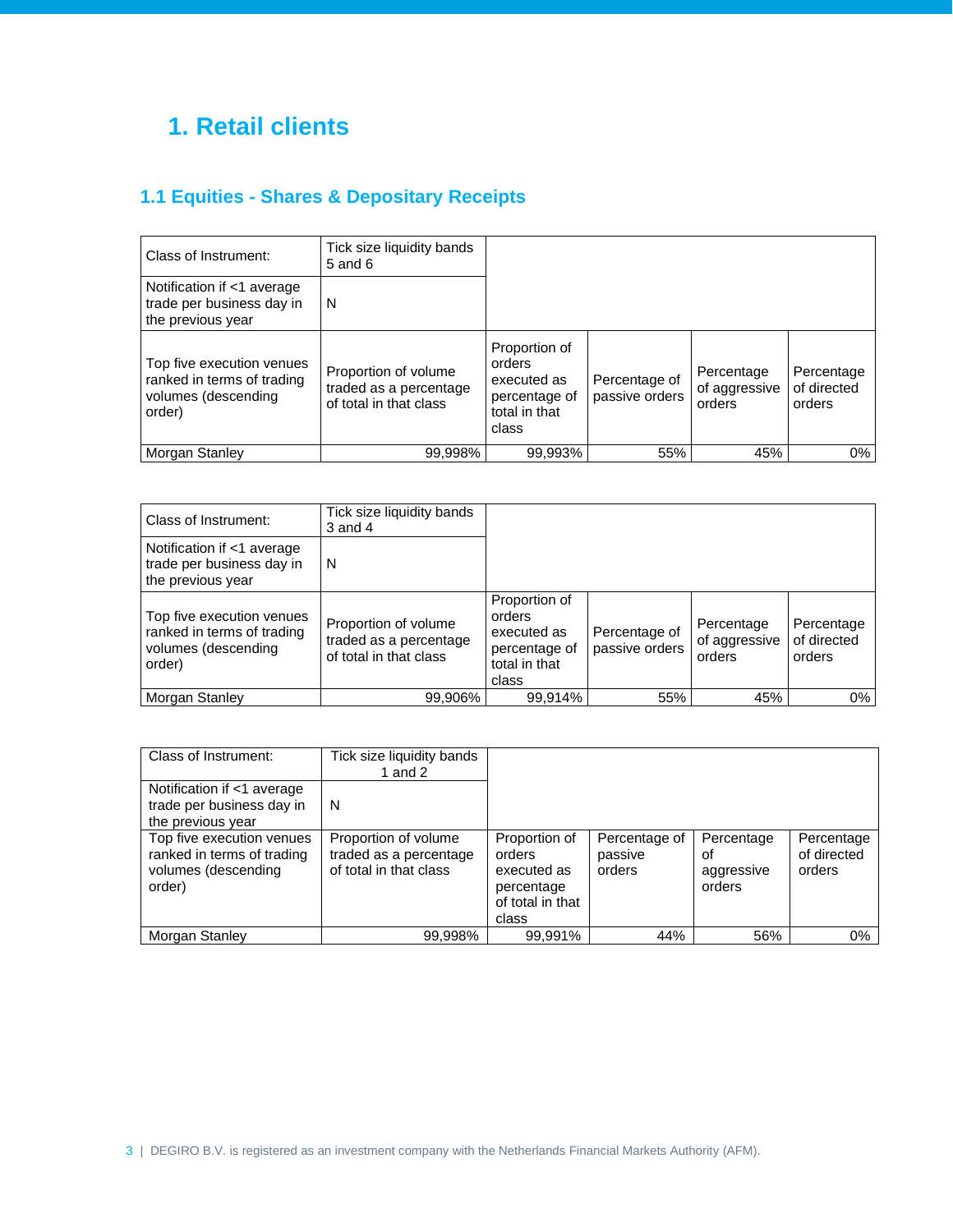# 1. Retail clients

## 1.1 Equities - Shares & Depositary Receipts

| Class of Instrument: | Tick size liquidity bands 5 and 6 | | | | |
|---|---|---|---|---|---|
| Notification if <1 average trade per business day in the previous year | N | | | | |
| Top five execution venues ranked in terms of trading volumes (descending order) | Proportion of volume traded as a percentage of total in that class | Proportion of orders executed as percentage of total in that class | Percentage of passive orders | Percentage of aggressive orders | Percentage of directed orders |
| Morgan Stanley | 99,998% | 99,993% | 55% | 45% | 0% |

| Class of Instrument: | Tick size liquidity bands 3 and 4 | | | | |
|---|---|---|---|---|---|
| Notification if <1 average trade per business day in the previous year | N | | | | |
| Top five execution venues ranked in terms of trading volumes (descending order) | Proportion of volume traded as a percentage of total in that class | Proportion of orders executed as percentage of total in that class | Percentage of passive orders | Percentage of aggressive orders | Percentage of directed orders |
| Morgan Stanley | 99,906% | 99,914% | 55% | 45% | 0% |

| Class of Instrument: | Tick size liquidity bands 1 and 2 | | | | |
|---|---|---|---|---|---|
| Notification if <1 average trade per business day in the previous year | N | | | | |
| Top five execution venues ranked in terms of trading volumes (descending order) | Proportion of volume traded as a percentage of total in that class | Proportion of orders executed as percentage of total in that class | Percentage of passive orders | Percentage of aggressive orders | Percentage of directed orders |
| Morgan Stanley | 99,998% | 99,991% | 44% | 56% | 0% |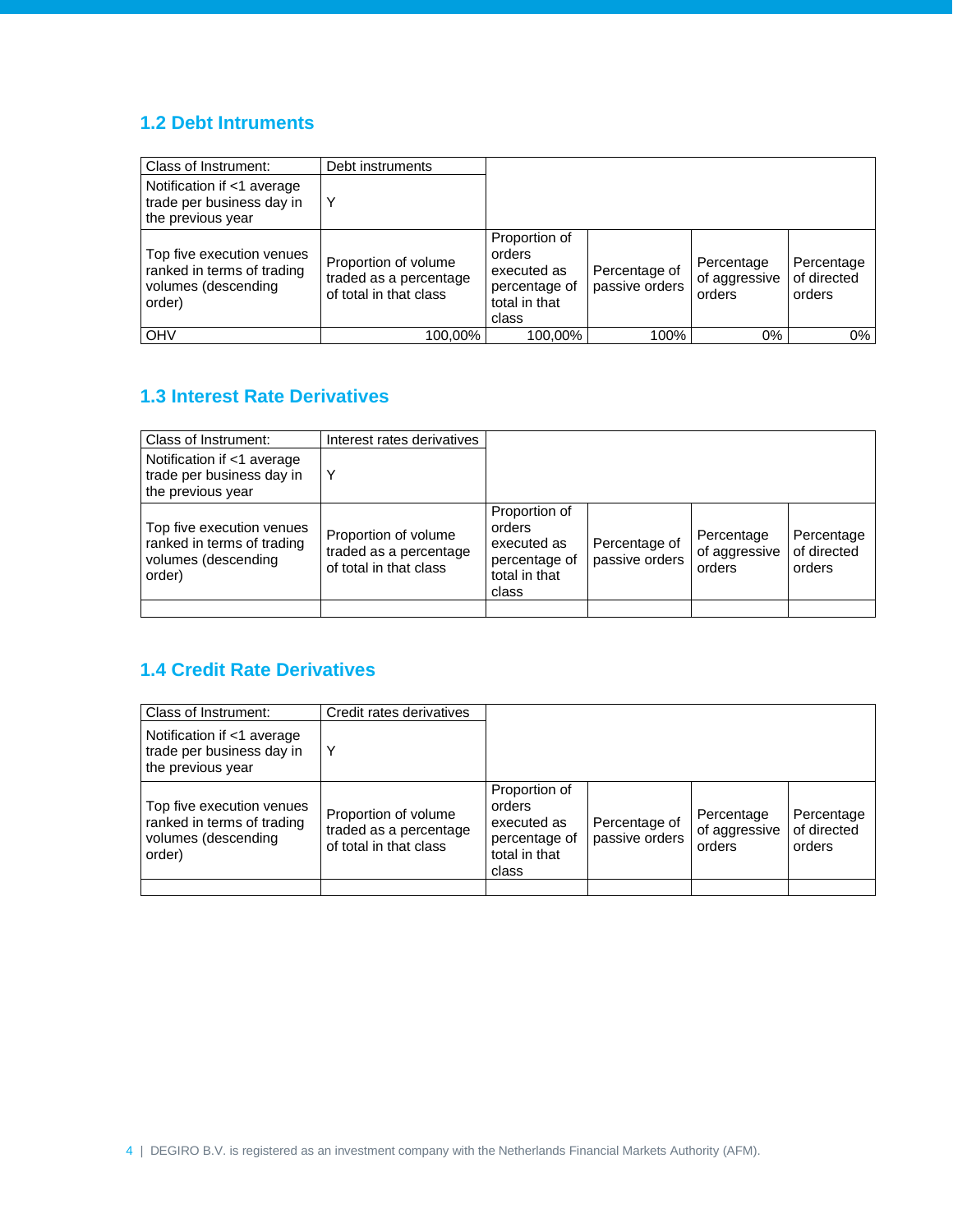## 1.2 Debt Intruments

| Class of Instrument: | Debt instruments | | | | |
|---|---|---|---|---|---|
| Notification if <1 average trade per business day in the previous year | Y | | | | |
| Top five execution venues ranked in terms of trading volumes (descending order) | Proportion of volume traded as a percentage of total in that class | Proportion of orders executed as percentage of total in that class | Percentage of passive orders | Percentage of aggressive orders | Percentage of directed orders |
| OHV | 100,00% | 100,00% | 100% | 0% | 0% |

## 1.3 Interest Rate Derivatives

| Class of Instrument: | Interest rates derivatives | | | | |
|---|---|---|---|---|---|
| Notification if <1 average trade per business day in the previous year | Y | | | | |
| Top five execution venues ranked in terms of trading volumes (descending order) | Proportion of volume traded as a percentage of total in that class | Proportion of orders executed as percentage of total in that class | Percentage of passive orders | Percentage of aggressive orders | Percentage of directed orders |
| | | | | | |

## 1.4 Credit Rate Derivatives

| Class of Instrument: | Credit rates derivatives | | | | |
|---|---|---|---|---|---|
| Notification if <1 average trade per business day in the previous year | Y | | | | |
| Top five execution venues ranked in terms of trading volumes (descending order) | Proportion of volume traded as a percentage of total in that class | Proportion of orders executed as percentage of total in that class | Percentage of passive orders | Percentage of aggressive orders | Percentage of directed orders |
| | | | | | |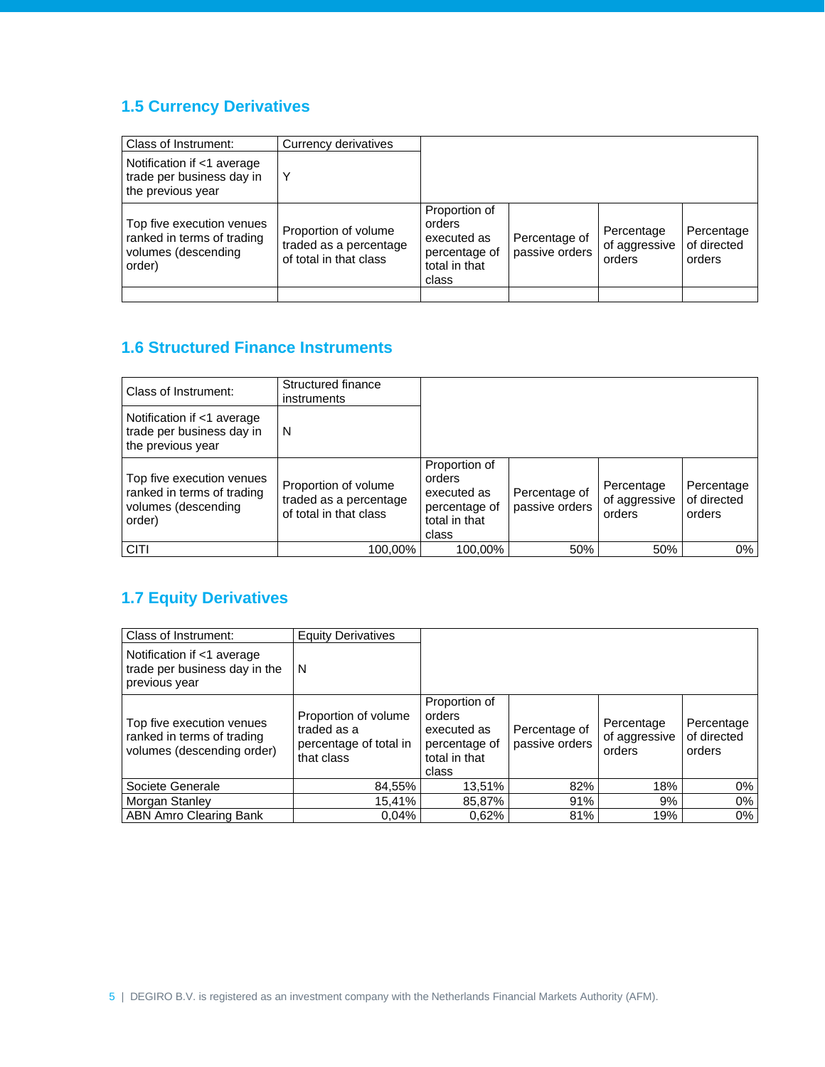## 1.5 Currency Derivatives

| Class of Instrument: | Currency derivatives | | | | |
|---|---|---|---|---|---|
| Notification if <1 average trade per business day in the previous year | Y | | | | |
| Top five execution venues ranked in terms of trading volumes (descending order) | Proportion of volume traded as a percentage of total in that class | Proportion of orders executed as percentage of total in that class | Percentage of passive orders | Percentage of aggressive orders | Percentage of directed orders |
| | | | | | |

## 1.6 Structured Finance Instruments

| Class of Instrument: | Structured finance instruments | | | | |
|---|---|---|---|---|---|
| Notification if <1 average trade per business day in the previous year | N | | | | |
| Top five execution venues ranked in terms of trading volumes (descending order) | Proportion of volume traded as a percentage of total in that class | Proportion of orders executed as percentage of total in that class | Percentage of passive orders | Percentage of aggressive orders | Percentage of directed orders |
| CITI | 100,00% | 100,00% | 50% | 50% | 0% |

## 1.7 Equity Derivatives

| Class of Instrument: | Equity Derivatives | | | | |
|---|---|---|---|---|---|
| Notification if <1 average trade per business day in the previous year | N | | | | |
| Top five execution venues ranked in terms of trading volumes (descending order) | Proportion of volume traded as a percentage of total in that class | Proportion of orders executed as percentage of total in that class | Percentage of passive orders | Percentage of aggressive orders | Percentage of directed orders |
| Societe Generale | 84,55% | 13,51% | 82% | 18% | 0% |
| Morgan Stanley | 15,41% | 85,87% | 91% | 9% | 0% |
| ABN Amro Clearing Bank | 0,04% | 0,62% | 81% | 19% | 0% |

DEGIRO B.V. is registered as an investment company with the Netherlands Financial Markets Authority (AFM).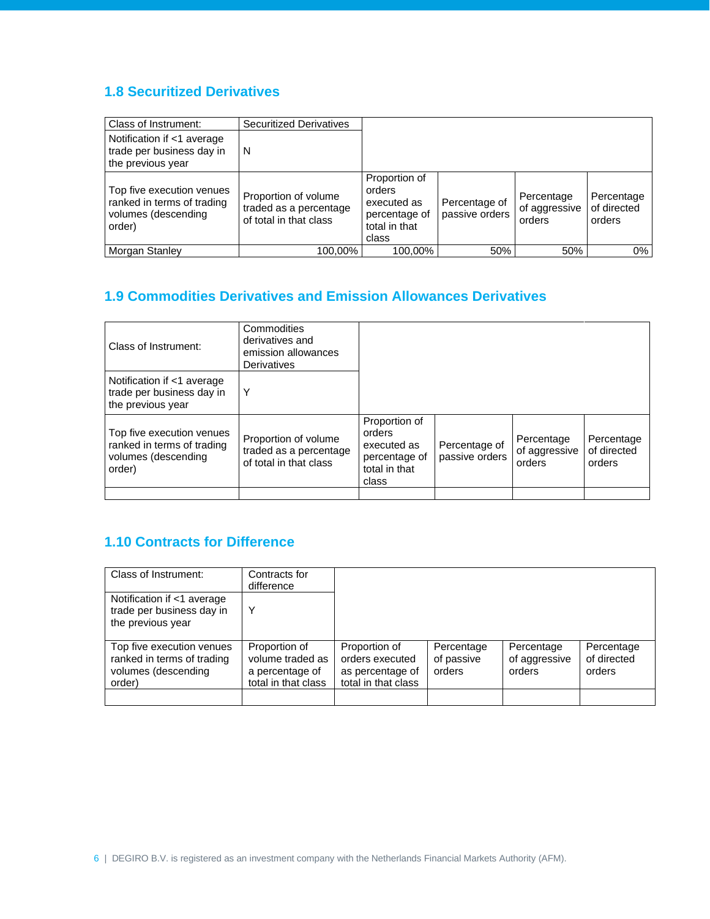## 1.8 Securitized Derivatives

| Class of Instrument: | Securitized Derivatives | | | | |
|---|---|---|---|---|---|
| Notification if <1 average trade per business day in the previous year | N | | | | |
| Top five execution venues ranked in terms of trading volumes (descending order) | Proportion of volume traded as a percentage of total in that class | Proportion of orders executed as percentage of total in that class | Percentage of passive orders | Percentage of aggressive orders | Percentage of directed orders |
| Morgan Stanley | 100,00% | 100,00% | 50% | 50% | 0% |

## 1.9 Commodities Derivatives and Emission Allowances Derivatives

| Class of Instrument: | Commodities derivatives and emission allowances Derivatives | | | | |
|---|---|---|---|---|---|
| Notification if <1 average trade per business day in the previous year | Y | | | | |
| Top five execution venues ranked in terms of trading volumes (descending order) | Proportion of volume traded as a percentage of total in that class | Proportion of orders executed as percentage of total in that class | Percentage of passive orders | Percentage of aggressive orders | Percentage of directed orders |
| | | | | | |

## 1.10 Contracts for Difference

| Class of Instrument: | Contracts for difference | | | | |
|---|---|---|---|---|---|
| Notification if <1 average trade per business day in the previous year | Y | | | | |
| Top five execution venues ranked in terms of trading volumes (descending order) | Proportion of volume traded as a percentage of total in that class | Proportion of orders executed as percentage of total in that class | Percentage of passive orders | Percentage of aggressive orders | Percentage of directed orders |
| | | | | | |

DEGIRO B.V. is registered as an investment company with the Netherlands Financial Markets Authority (AFM).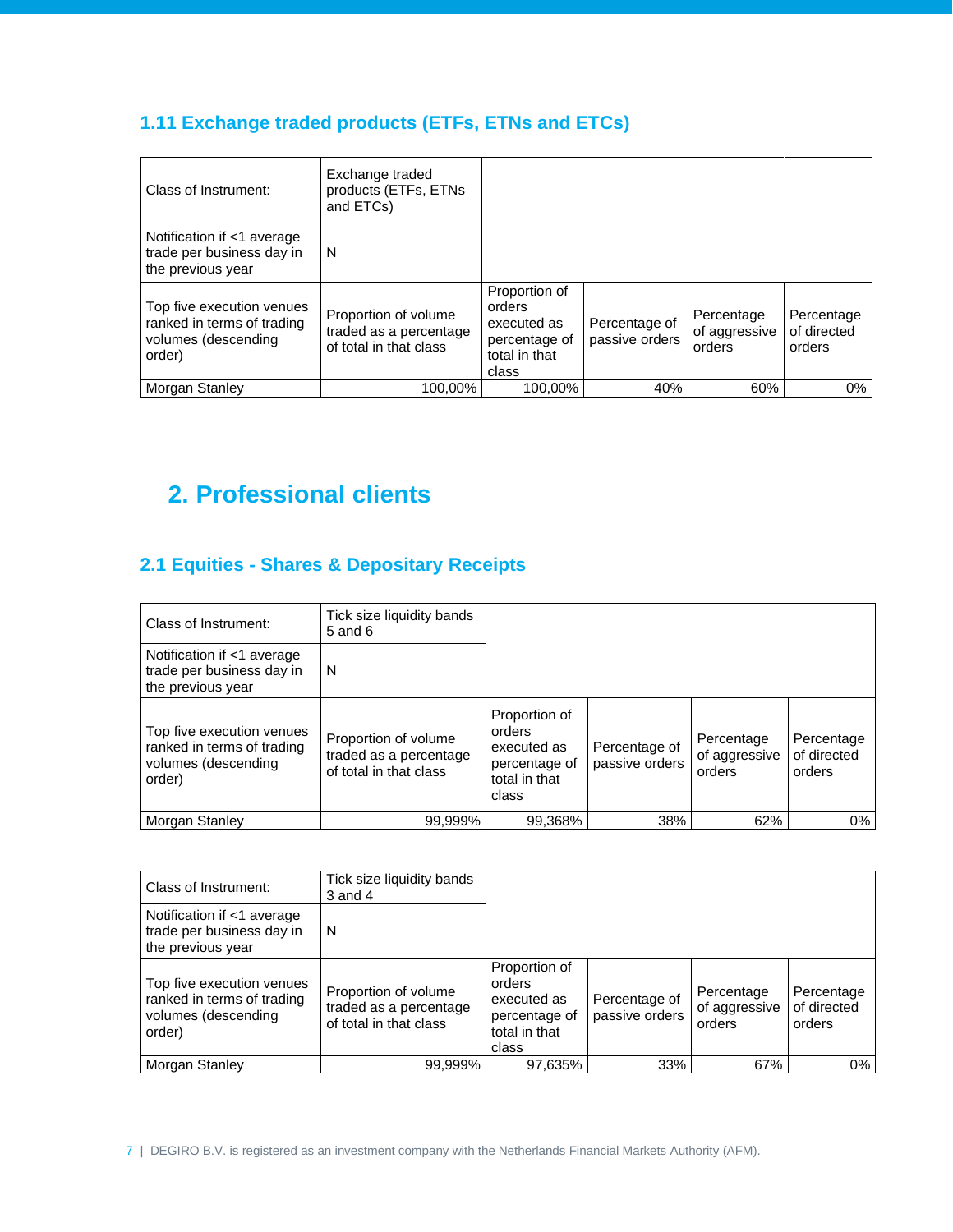### 1.11 Exchange traded products (ETFs, ETNs and ETCs)

| Class of Instrument: | Exchange traded products (ETFs, ETNs and ETCs) | | | | |
|---|---|---|---|---|---|
| Notification if <1 average trade per business day in the previous year | N | | | | |
| Top five execution venues ranked in terms of trading volumes (descending order) | Proportion of volume traded as a percentage of total in that class | Proportion of orders executed as percentage of total in that class | Percentage of passive orders | Percentage of aggressive orders | Percentage of directed orders |
| Morgan Stanley | 100,00% | 100,00% | 40% | 60% | 0% |

## 2. Professional clients

### 2.1 Equities - Shares & Depositary Receipts

| Class of Instrument: | Tick size liquidity bands 5 and 6 | | | | |
|---|---|---|---|---|---|
| Notification if <1 average trade per business day in the previous year | N | | | | |
| Top five execution venues ranked in terms of trading volumes (descending order) | Proportion of volume traded as a percentage of total in that class | Proportion of orders executed as percentage of total in that class | Percentage of passive orders | Percentage of aggressive orders | Percentage of directed orders |
| Morgan Stanley | 99,999% | 99,368% | 38% | 62% | 0% |

| Class of Instrument: | Tick size liquidity bands 3 and 4 | | | | |
|---|---|---|---|---|---|
| Notification if <1 average trade per business day in the previous year | N | | | | |
| Top five execution venues ranked in terms of trading volumes (descending order) | Proportion of volume traded as a percentage of total in that class | Proportion of orders executed as percentage of total in that class | Percentage of passive orders | Percentage of aggressive orders | Percentage of directed orders |
| Morgan Stanley | 99,999% | 97,635% | 33% | 67% | 0% |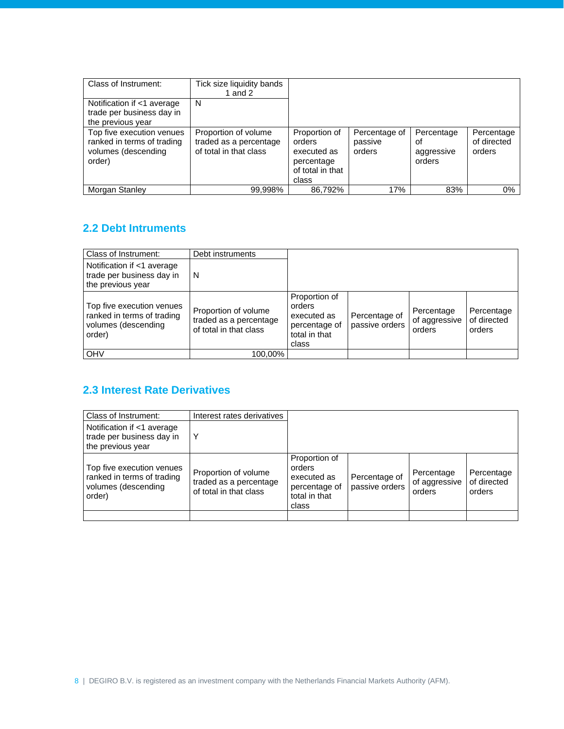| Class of Instrument: | Tick size liquidity bands 1 and 2 | | | | |
|---|---|---|---|---|---|
| Notification if <1 average trade per business day in the previous year | N | | | | |
| Top five execution venues ranked in terms of trading volumes (descending order) | Proportion of volume traded as a percentage of total in that class | Proportion of orders executed as percentage of total in that class | Percentage of passive orders | Percentage of aggressive orders | Percentage of directed orders |
| Morgan Stanley | 99,998% | 86,792% | 17% | 83% | 0% |

## 2.2 Debt Intruments

| Class of Instrument: | Debt instruments | | | | |
|---|---|---|---|---|---|
| Notification if <1 average trade per business day in the previous year | N | | | | |
| Top five execution venues ranked in terms of trading volumes (descending order) | Proportion of volume traded as a percentage of total in that class | Proportion of orders executed as percentage of total in that class | Percentage of passive orders | Percentage of aggressive orders | Percentage of directed orders |
| OHV | 100,00% | | | | |

## 2.3 Interest Rate Derivatives

| Class of Instrument: | Interest rates derivatives | | | | |
|---|---|---|---|---|---|
| Notification if <1 average trade per business day in the previous year | Y | | | | |
| Top five execution venues ranked in terms of trading volumes (descending order) | Proportion of volume traded as a percentage of total in that class | Proportion of orders executed as percentage of total in that class | Percentage of passive orders | Percentage of aggressive orders | Percentage of directed orders |
| | | | | | |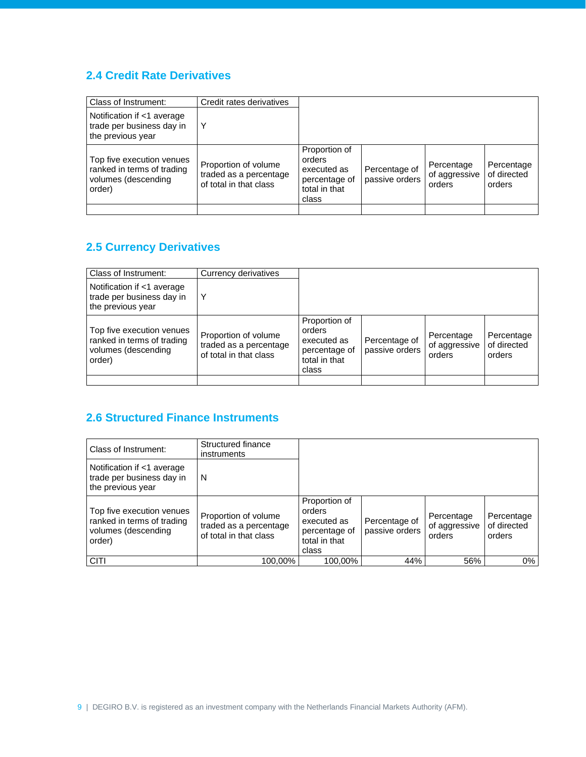## 2.4 Credit Rate Derivatives

| Class of Instrument: | Credit rates derivatives | | | | |
|---|---|---|---|---|---|
| Notification if <1 average trade per business day in the previous year | Y | | | | |
| Top five execution venues ranked in terms of trading volumes (descending order) | Proportion of volume traded as a percentage of total in that class | Proportion of orders executed as percentage of total in that class | Percentage of passive orders | Percentage of aggressive orders | Percentage of directed orders |
| | | | | | |

## 2.5 Currency Derivatives

| Class of Instrument: | Currency derivatives | | | | |
|---|---|---|---|---|---|
| Notification if <1 average trade per business day in the previous year | Y | | | | |
| Top five execution venues ranked in terms of trading volumes (descending order) | Proportion of volume traded as a percentage of total in that class | Proportion of orders executed as percentage of total in that class | Percentage of passive orders | Percentage of aggressive orders | Percentage of directed orders |
| | | | | | |

## 2.6 Structured Finance Instruments

| Class of Instrument: | Structured finance instruments | | | | |
|---|---|---|---|---|---|
| Notification if <1 average trade per business day in the previous year | N | | | | |
| Top five execution venues ranked in terms of trading volumes (descending order) | Proportion of volume traded as a percentage of total in that class | Proportion of orders executed as percentage of total in that class | Percentage of passive orders | Percentage of aggressive orders | Percentage of directed orders |
| CITI | 100,00% | 100,00% | 44% | 56% | 0% |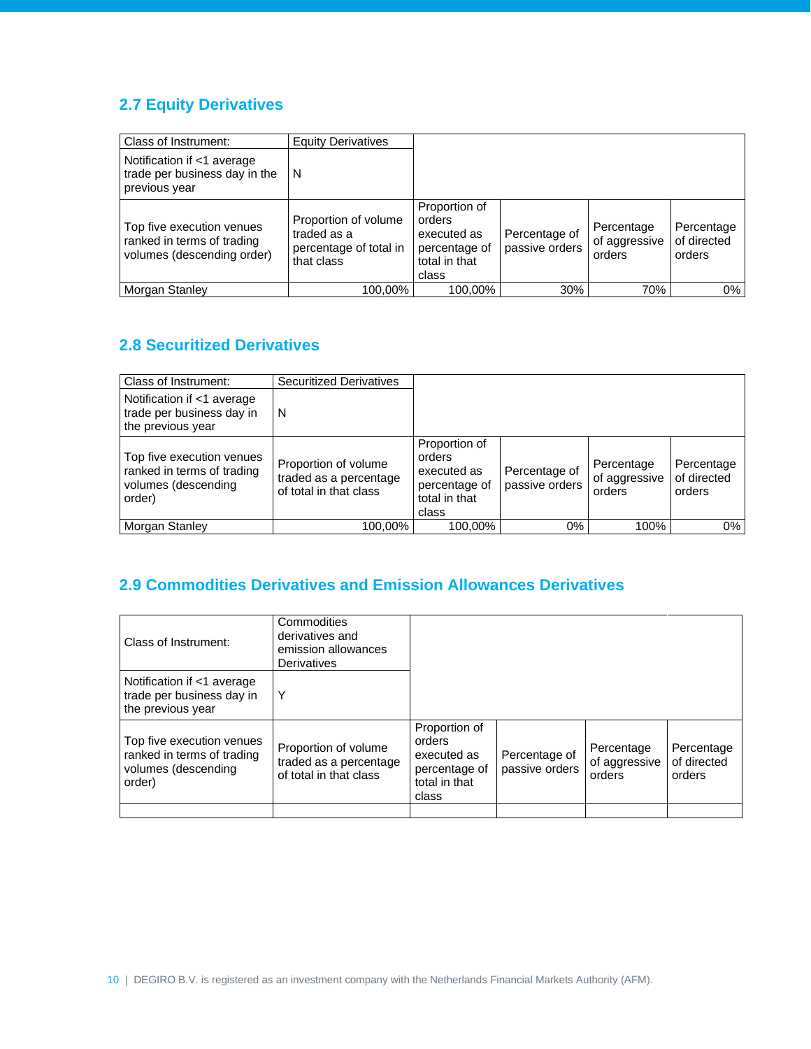## 2.7 Equity Derivatives

| Class of Instrument: | Equity Derivatives | | | | |
|---|---|---|---|---|---|
| Notification if <1 average trade per business day in the previous year | N | | | | |
| Top five execution venues ranked in terms of trading volumes (descending order) | Proportion of volume traded as a percentage of total in that class | Proportion of orders executed as percentage of total in that class | Percentage of passive orders | Percentage of aggressive orders | Percentage of directed orders |
| Morgan Stanley | 100,00% | 100,00% | 30% | 70% | 0% |

## 2.8 Securitized Derivatives

| Class of Instrument: | Securitized Derivatives | | | | |
|---|---|---|---|---|---|
| Notification if <1 average trade per business day in the previous year | N | | | | |
| Top five execution venues ranked in terms of trading volumes (descending order) | Proportion of volume traded as a percentage of total in that class | Proportion of orders executed as percentage of total in that class | Percentage of passive orders | Percentage of aggressive orders | Percentage of directed orders |
| Morgan Stanley | 100,00% | 100,00% | 0% | 100% | 0% |

## 2.9 Commodities Derivatives and Emission Allowances Derivatives

| Class of Instrument: | Commodities derivatives and emission allowances Derivatives | | | | |
|---|---|---|---|---|---|
| Notification if <1 average trade per business day in the previous year | Y | | | | |
| Top five execution venues ranked in terms of trading volumes (descending order) | Proportion of volume traded as a percentage of total in that class | Proportion of orders executed as percentage of total in that class | Percentage of passive orders | Percentage of aggressive orders | Percentage of directed orders |
| | | | | | |

DEGIRO B.V. is registered as an investment company with the Netherlands Financial Markets Authority (AFM).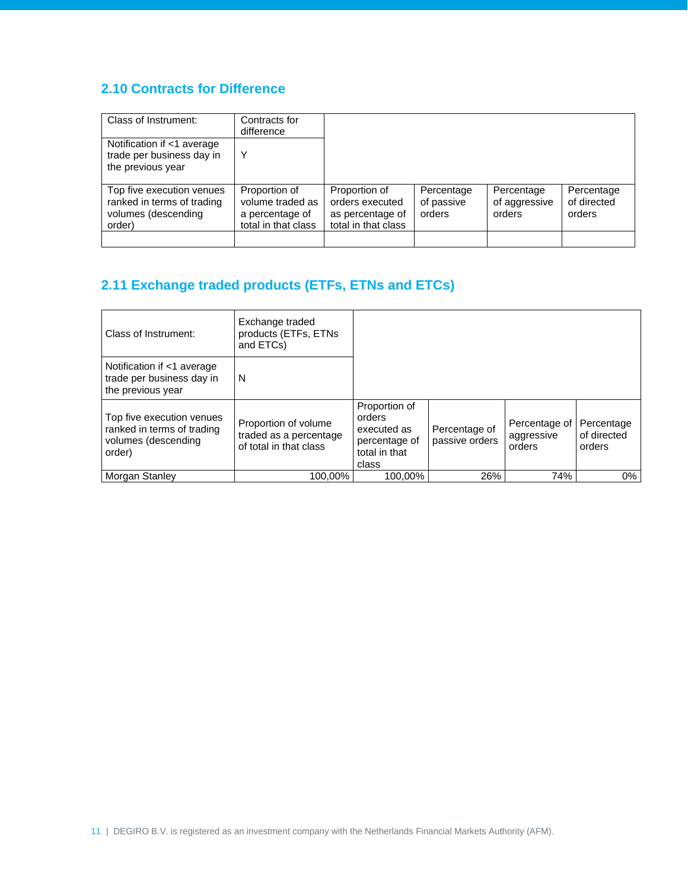## 2.10 Contracts for Difference

| Class of Instrument: | Contracts for difference | | | | |
|---|---|---|---|---|---|
| Notification if <1 average trade per business day in the previous year | Y | | | | |
| Top five execution venues ranked in terms of trading volumes (descending order) | Proportion of volume traded as a percentage of total in that class | Proportion of orders executed as percentage of total in that class | Percentage of passive orders | Percentage of aggressive orders | Percentage of directed orders |
| | | | | | |

## 2.11 Exchange traded products (ETFs, ETNs and ETCs)

| Class of Instrument: | Exchange traded products (ETFs, ETNs and ETCs) | | | | |
|---|---|---|---|---|---|
| Notification if <1 average trade per business day in the previous year | N | | | | |
| Top five execution venues ranked in terms of trading volumes (descending order) | Proportion of volume traded as a percentage of total in that class | Proportion of orders executed as percentage of total in that class | Percentage of passive orders | Percentage of aggressive orders | Percentage of directed orders |
| Morgan Stanley | 100,00% | 100,00% | 26% | 74% | 0% |

DEGIRO B.V. is registered as an investment company with the Netherlands Financial Markets Authority (AFM).